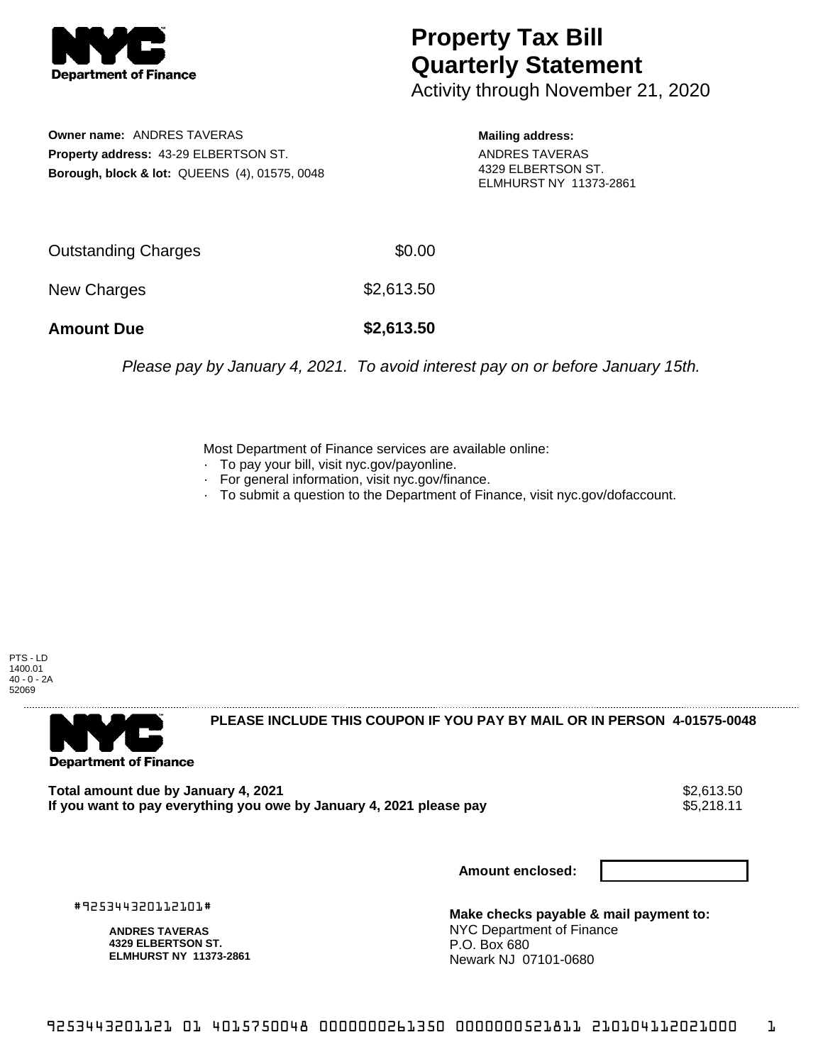# Property Tax Bill Quarterly Statement

Activity through November 21, 2020

**Owner name:** ANDRES TAVERAS
**Property address:** 43-29 ELBERTSON ST.
**Borough, block & lot:** QUEENS (4), 01575, 0048

**Mailing address:**
ANDRES TAVERAS
4329 ELBERTSON ST.
ELMHURST NY 11373-2861

| | |
|---|---|
| Outstanding Charges | $0.00 |
| New Charges | $2,613.50 |
| **Amount Due** | **$2,613.50** |

*Please pay by January 4, 2021. To avoid interest pay on or before January 15th.*

Most Department of Finance services are available online:
- To pay your bill, visit nyc.gov/payonline.
- For general information, visit nyc.gov/finance.
- To submit a question to the Department of Finance, visit nyc.gov/dofaccount.

PTS - LD
1400.01
40 - 0 - 2A
52069

**PLEASE INCLUDE THIS COUPON IF YOU PAY BY MAIL OR IN PERSON 4-01575-0048**

| | |
|---|---|
| **Total amount due by January 4, 2021** | $2,613.50 |
| **If you want to pay everything you owe by January 4, 2021 please pay** | $5,218.11 |

**Amount enclosed:**

#925344320112101#

**ANDRES TAVERAS**
**4329 ELBERTSON ST.**
**ELMHURST NY 11373-2861**

**Make checks payable & mail payment to:**
NYC Department of Finance
P.O. Box 680
Newark NJ 07101-0680

9253443201121 01 4015750048 0000000261350 0000000521811 210104112021000 1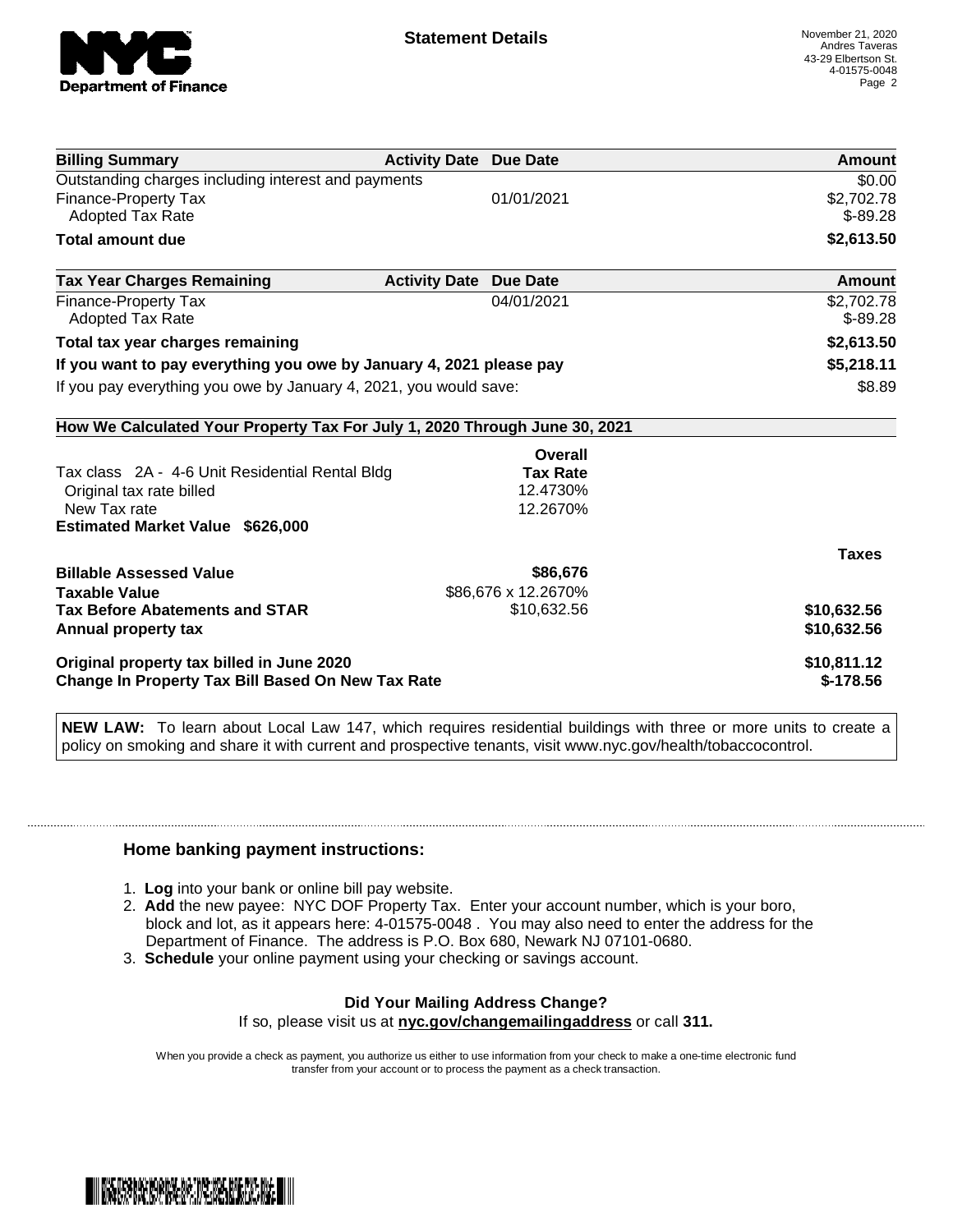**NYC Department of Finance**

## Statement Details

November 21, 2020
Andres Taveras
43-29 Elbertson St.
4-01575-0048

| Billing Summary | Activity Date | Due Date | Amount |
|---|---|---|---|
| Outstanding charges including interest and payments | | | $0.00 |
| Finance-Property Tax | | 01/01/2021 | $2,702.78 |
| Adopted Tax Rate | | | $-89.28 |
| **Total amount due** | | | **$2,613.50** |

| Tax Year Charges Remaining | Activity Date | Due Date | Amount |
|---|---|---|---|
| Finance-Property Tax | | 04/01/2021 | $2,702.78 |
| Adopted Tax Rate | | | $-89.28 |
| **Total tax year charges remaining** | | | **$2,613.50** |
| **If you want to pay everything you owe by January 4, 2021 please pay** | | | **$5,218.11** |
| If you pay everything you owe by January 4, 2021, you would save: | | | $8.89 |

### How We Calculated Your Property Tax For July 1, 2020 Through June 30, 2021

| | Overall Tax Rate | Taxes |
|---|---|---|
| Tax class 2A - 4-6 Unit Residential Rental Bldg | | |
| Original tax rate billed | 12.4730% | |
| New Tax rate | 12.2670% | |
| **Estimated Market Value $626,000** | | |
| **Billable Assessed Value** | **$86,676** | |
| **Taxable Value** | $86,676 x 12.2670% | |
| **Tax Before Abatements and STAR** | $10,632.56 | **$10,632.56** |
| **Annual property tax** | | **$10,632.56** |
| **Original property tax billed in June 2020** | | **$10,811.12** |
| **Change In Property Tax Bill Based On New Tax Rate** | | **$-178.56** |

**NEW LAW:** To learn about Local Law 147, which requires residential buildings with three or more units to create a policy on smoking and share it with current and prospective tenants, visit www.nyc.gov/health/tobaccocontrol.

### Home banking payment instructions:

1. **Log** into your bank or online bill pay website.
2. **Add** the new payee: NYC DOF Property Tax. Enter your account number, which is your boro, block and lot, as it appears here: 4-01575-0048 . You may also need to enter the address for the Department of Finance. The address is P.O. Box 680, Newark NJ 07101-0680.
3. **Schedule** your online payment using your checking or savings account.

**Did Your Mailing Address Change?**

If so, please visit us at **nyc.gov/changemailingaddress** or call **311.**

When you provide a check as payment, you authorize us either to use information from your check to make a one-time electronic fund transfer from your account or to process the payment as a check transaction.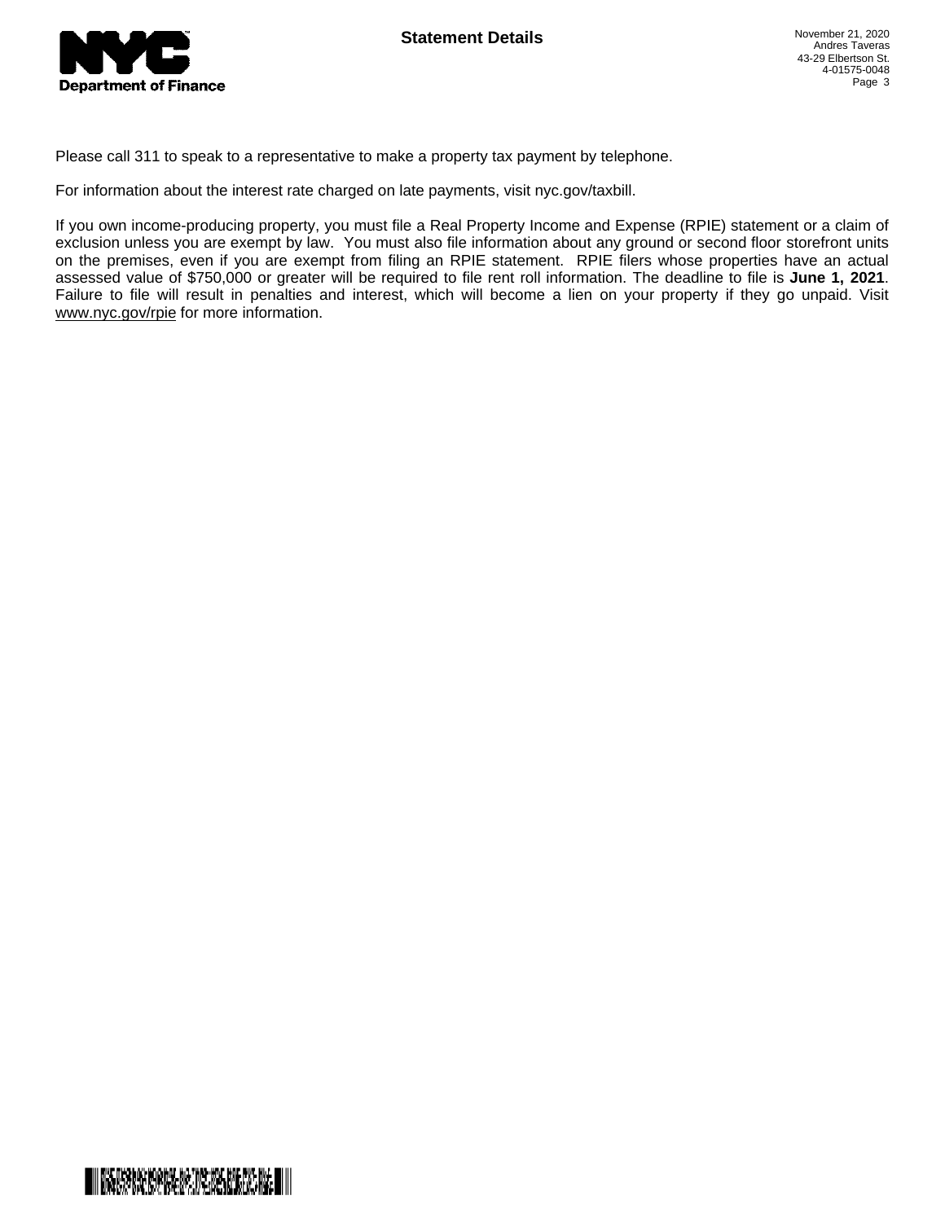Please call 311 to speak to a representative to make a property tax payment by telephone.

For information about the interest rate charged on late payments, visit nyc.gov/taxbill.

If you own income-producing property, you must file a Real Property Income and Expense (RPIE) statement or a claim of exclusion unless you are exempt by law. You must also file information about any ground or second floor storefront units on the premises, even if you are exempt from filing an RPIE statement. RPIE filers whose properties have an actual assessed value of $750,000 or greater will be required to file rent roll information. The deadline to file is **June 1, 2021**. Failure to file will result in penalties and interest, which will become a lien on your property if they go unpaid. Visit www.nyc.gov/rpie for more information.